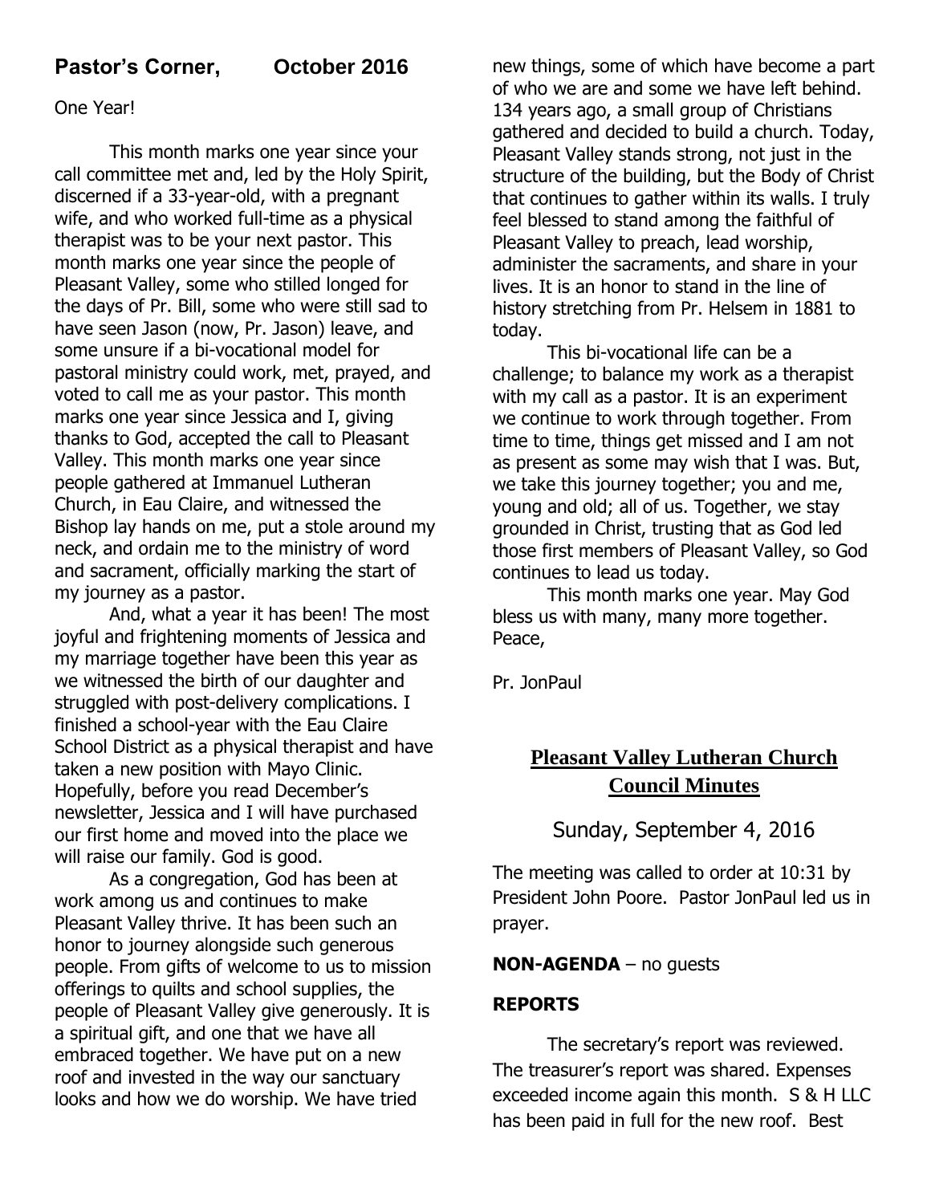## Pastor's Corner, October 2016

One Year!

This month marks one year since your call committee met and, led by the Holy Spirit, discerned if a 33-year-old, with a pregnant wife, and who worked full-time as a physical therapist was to be your next pastor. This month marks one year since the people of Pleasant Valley, some who stilled longed for the days of Pr. Bill, some who were still sad to have seen Jason (now, Pr. Jason) leave, and some unsure if a bi-vocational model for pastoral ministry could work, met, prayed, and voted to call me as your pastor. This month marks one year since Jessica and I, giving thanks to God, accepted the call to Pleasant Valley. This month marks one year since people gathered at Immanuel Lutheran Church, in Eau Claire, and witnessed the Bishop lay hands on me, put a stole around my neck, and ordain me to the ministry of word and sacrament, officially marking the start of my journey as a pastor.

And, what a year it has been! The most joyful and frightening moments of Jessica and my marriage together have been this year as we witnessed the birth of our daughter and struggled with post-delivery complications. I finished a school-year with the Eau Claire School District as a physical therapist and have taken a new position with Mayo Clinic. Hopefully, before you read December's newsletter, Jessica and I will have purchased our first home and moved into the place we will raise our family. God is good.

As a congregation, God has been at work among us and continues to make Pleasant Valley thrive. It has been such an honor to journey alongside such generous people. From gifts of welcome to us to mission offerings to quilts and school supplies, the people of Pleasant Valley give generously. It is a spiritual gift, and one that we have all embraced together. We have put on a new roof and invested in the way our sanctuary looks and how we do worship. We have tried new things, some of which have become a part of who we are and some we have left behind. 134 years ago, a small group of Christians gathered and decided to build a church. Today, Pleasant Valley stands strong, not just in the structure of the building, but the Body of Christ that continues to gather within its walls. I truly feel blessed to stand among the faithful of Pleasant Valley to preach, lead worship, administer the sacraments, and share in your lives. It is an honor to stand in the line of history stretching from Pr. Helsem in 1881 to today.

This bi-vocational life can be a challenge; to balance my work as a therapist with my call as a pastor. It is an experiment we continue to work through together. From time to time, things get missed and I am not as present as some may wish that I was. But, we take this journey together; you and me, young and old; all of us. Together, we stay grounded in Christ, trusting that as God led those first members of Pleasant Valley, so God continues to lead us today.

This month marks one year. May God bless us with many, many more together.
Peace,

Pr. JonPaul

## Pleasant Valley Lutheran Church Council Minutes

### Sunday, September 4, 2016

The meeting was called to order at 10:31 by President John Poore. Pastor JonPaul led us in prayer.

**NON-AGENDA** – no guests

**REPORTS**

The secretary's report was reviewed. The treasurer's report was shared. Expenses exceeded income again this month. S & H LLC has been paid in full for the new roof. Best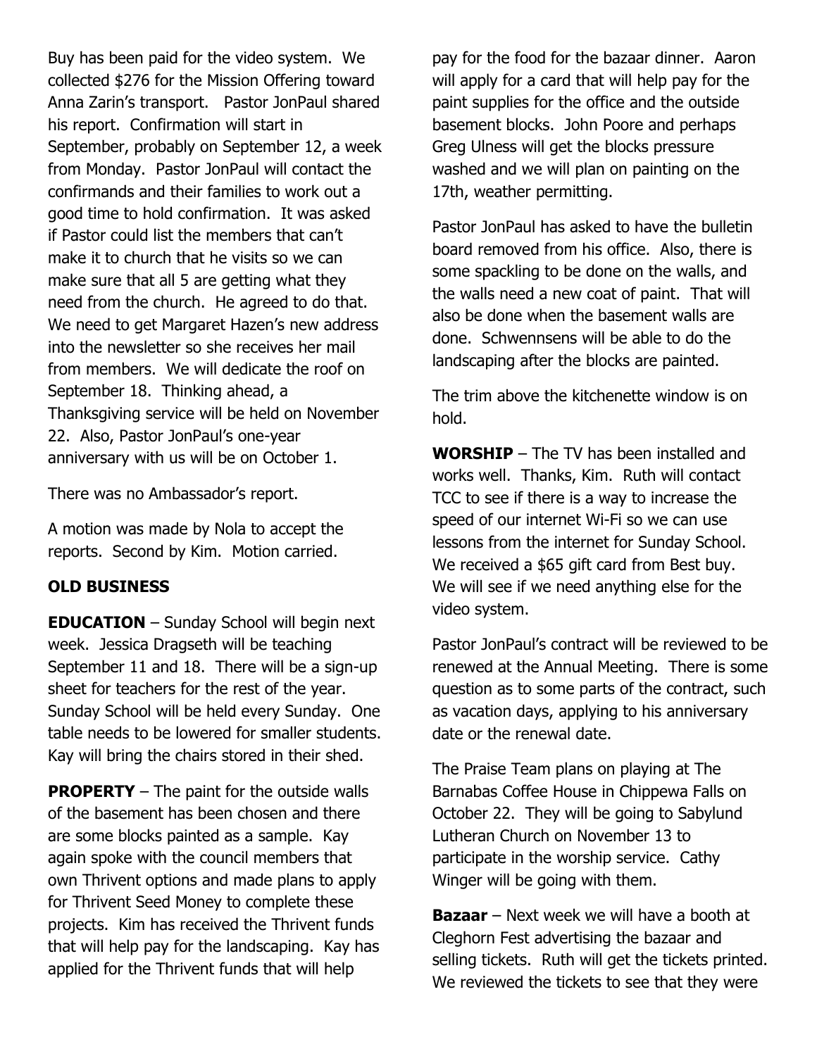Buy has been paid for the video system. We collected $276 for the Mission Offering toward Anna Zarin's transport. Pastor JonPaul shared his report. Confirmation will start in September, probably on September 12, a week from Monday. Pastor JonPaul will contact the confirmands and their families to work out a good time to hold confirmation. It was asked if Pastor could list the members that can't make it to church that he visits so we can make sure that all 5 are getting what they need from the church. He agreed to do that. We need to get Margaret Hazen's new address into the newsletter so she receives her mail from members. We will dedicate the roof on September 18. Thinking ahead, a Thanksgiving service will be held on November 22. Also, Pastor JonPaul's one-year anniversary with us will be on October 1.

There was no Ambassador's report.

A motion was made by Nola to accept the reports. Second by Kim. Motion carried.

**OLD BUSINESS**

**EDUCATION** – Sunday School will begin next week. Jessica Dragseth will be teaching September 11 and 18. There will be a sign-up sheet for teachers for the rest of the year. Sunday School will be held every Sunday. One table needs to be lowered for smaller students. Kay will bring the chairs stored in their shed.

**PROPERTY** – The paint for the outside walls of the basement has been chosen and there are some blocks painted as a sample. Kay again spoke with the council members that own Thrivent options and made plans to apply for Thrivent Seed Money to complete these projects. Kim has received the Thrivent funds that will help pay for the landscaping. Kay has applied for the Thrivent funds that will help pay for the food for the bazaar dinner. Aaron will apply for a card that will help pay for the paint supplies for the office and the outside basement blocks. John Poore and perhaps Greg Ulness will get the blocks pressure washed and we will plan on painting on the 17th, weather permitting.

Pastor JonPaul has asked to have the bulletin board removed from his office. Also, there is some spackling to be done on the walls, and the walls need a new coat of paint. That will also be done when the basement walls are done. Schwennsens will be able to do the landscaping after the blocks are painted.

The trim above the kitchenette window is on hold.

**WORSHIP** – The TV has been installed and works well. Thanks, Kim. Ruth will contact TCC to see if there is a way to increase the speed of our internet Wi-Fi so we can use lessons from the internet for Sunday School. We received a $65 gift card from Best buy. We will see if we need anything else for the video system.

Pastor JonPaul's contract will be reviewed to be renewed at the Annual Meeting. There is some question as to some parts of the contract, such as vacation days, applying to his anniversary date or the renewal date.

The Praise Team plans on playing at The Barnabas Coffee House in Chippewa Falls on October 22. They will be going to Sabylund Lutheran Church on November 13 to participate in the worship service. Cathy Winger will be going with them.

**Bazaar** – Next week we will have a booth at Cleghorn Fest advertising the bazaar and selling tickets. Ruth will get the tickets printed. We reviewed the tickets to see that they were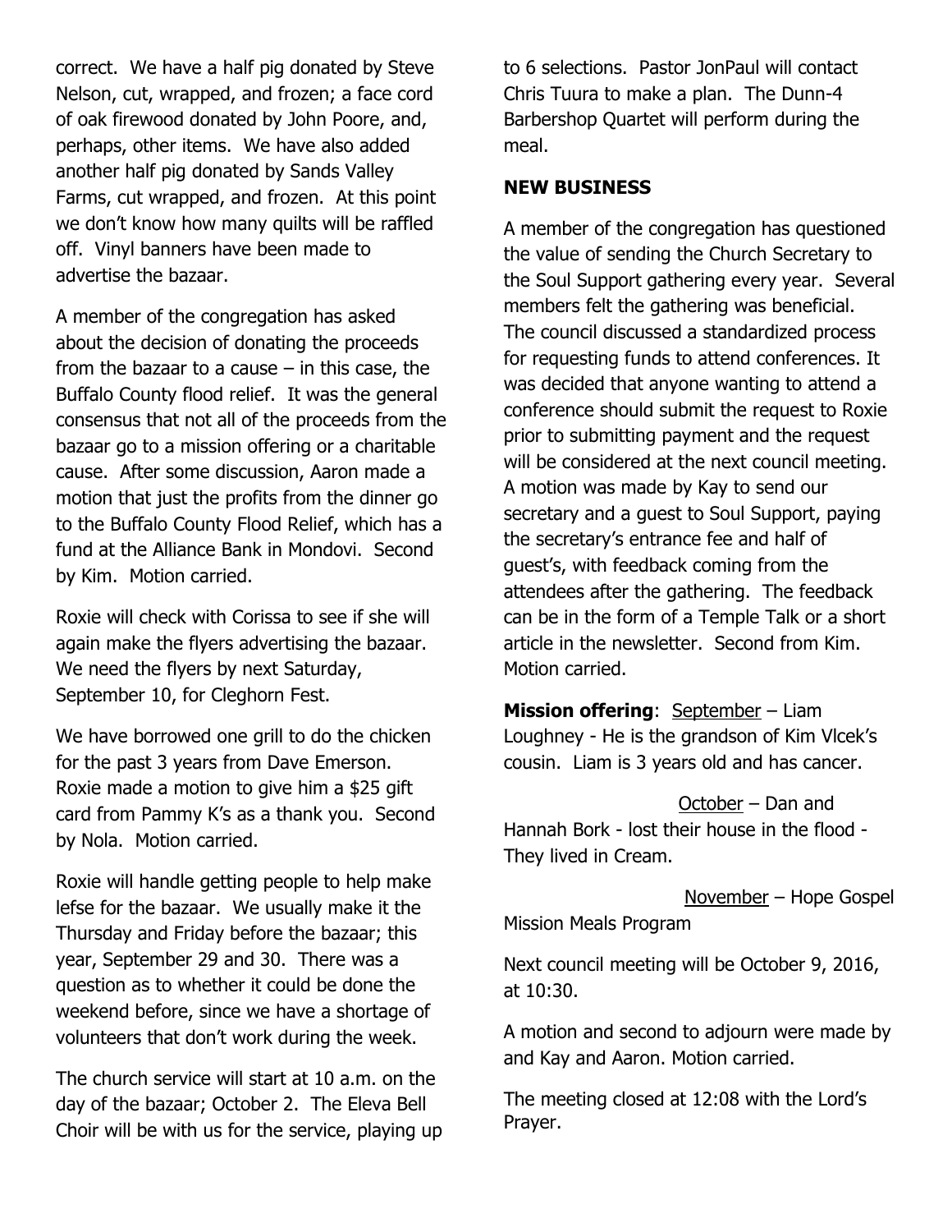correct. We have a half pig donated by Steve Nelson, cut, wrapped, and frozen; a face cord of oak firewood donated by John Poore, and, perhaps, other items. We have also added another half pig donated by Sands Valley Farms, cut wrapped, and frozen. At this point we don't know how many quilts will be raffled off. Vinyl banners have been made to advertise the bazaar.

A member of the congregation has asked about the decision of donating the proceeds from the bazaar to a cause – in this case, the Buffalo County flood relief. It was the general consensus that not all of the proceeds from the bazaar go to a mission offering or a charitable cause. After some discussion, Aaron made a motion that just the profits from the dinner go to the Buffalo County Flood Relief, which has a fund at the Alliance Bank in Mondovi. Second by Kim. Motion carried.

Roxie will check with Corissa to see if she will again make the flyers advertising the bazaar. We need the flyers by next Saturday, September 10, for Cleghorn Fest.

We have borrowed one grill to do the chicken for the past 3 years from Dave Emerson. Roxie made a motion to give him a $25 gift card from Pammy K's as a thank you. Second by Nola. Motion carried.

Roxie will handle getting people to help make lefse for the bazaar. We usually make it the Thursday and Friday before the bazaar; this year, September 29 and 30. There was a question as to whether it could be done the weekend before, since we have a shortage of volunteers that don't work during the week.

The church service will start at 10 a.m. on the day of the bazaar; October 2. The Eleva Bell Choir will be with us for the service, playing up to 6 selections. Pastor JonPaul will contact Chris Tuura to make a plan. The Dunn-4 Barbershop Quartet will perform during the meal.

**NEW BUSINESS**

A member of the congregation has questioned the value of sending the Church Secretary to the Soul Support gathering every year. Several members felt the gathering was beneficial. The council discussed a standardized process for requesting funds to attend conferences. It was decided that anyone wanting to attend a conference should submit the request to Roxie prior to submitting payment and the request will be considered at the next council meeting. A motion was made by Kay to send our secretary and a guest to Soul Support, paying the secretary's entrance fee and half of guest's, with feedback coming from the attendees after the gathering. The feedback can be in the form of a Temple Talk or a short article in the newsletter. Second from Kim. Motion carried.

**Mission offering**: <u>September</u> – Liam Loughney - He is the grandson of Kim Vlcek's cousin. Liam is 3 years old and has cancer.

<u>October</u> – Dan and Hannah Bork - lost their house in the flood - They lived in Cream.

<u>November</u> – Hope Gospel Mission Meals Program

Next council meeting will be October 9, 2016, at 10:30.

A motion and second to adjourn were made by and Kay and Aaron. Motion carried.

The meeting closed at 12:08 with the Lord's Prayer.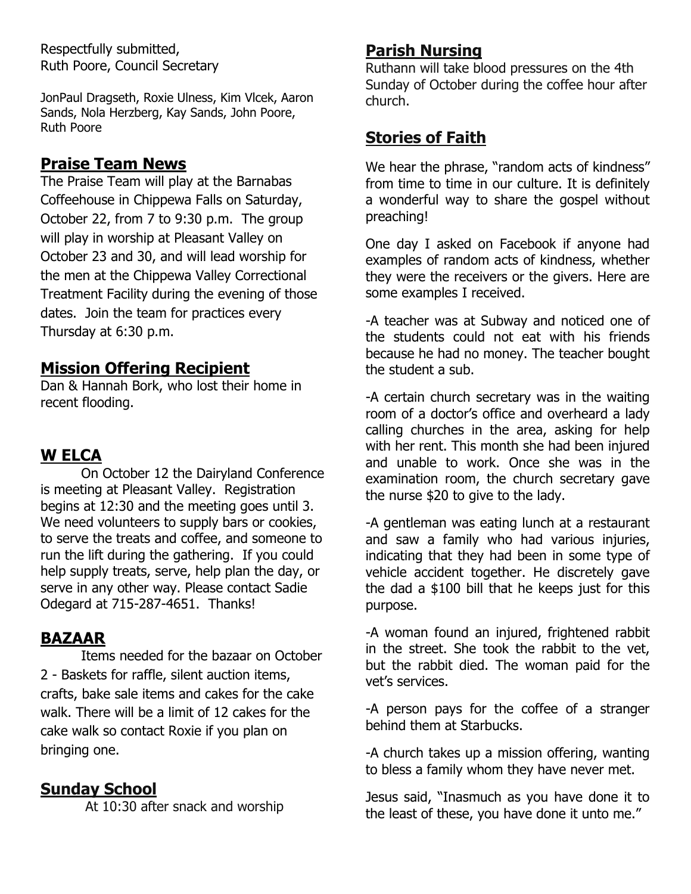Respectfully submitted,
Ruth Poore, Council Secretary

JonPaul Dragseth, Roxie Ulness, Kim Vlcek, Aaron Sands, Nola Herzberg, Kay Sands, John Poore, Ruth Poore

## Praise Team News

The Praise Team will play at the Barnabas Coffeehouse in Chippewa Falls on Saturday, October 22, from 7 to 9:30 p.m. The group will play in worship at Pleasant Valley on October 23 and 30, and will lead worship for the men at the Chippewa Valley Correctional Treatment Facility during the evening of those dates. Join the team for practices every Thursday at 6:30 p.m.

## Mission Offering Recipient

Dan & Hannah Bork, who lost their home in recent flooding.

## W ELCA

On October 12 the Dairyland Conference is meeting at Pleasant Valley. Registration begins at 12:30 and the meeting goes until 3. We need volunteers to supply bars or cookies, to serve the treats and coffee, and someone to run the lift during the gathering. If you could help supply treats, serve, help plan the day, or serve in any other way. Please contact Sadie Odegard at 715-287-4651. Thanks!

## BAZAAR

Items needed for the bazaar on October 2 - Baskets for raffle, silent auction items, crafts, bake sale items and cakes for the cake walk. There will be a limit of 12 cakes for the cake walk so contact Roxie if you plan on bringing one.

## Sunday School

At 10:30 after snack and worship

## Parish Nursing

Ruthann will take blood pressures on the 4th Sunday of October during the coffee hour after church.

## Stories of Faith

We hear the phrase, "random acts of kindness" from time to time in our culture. It is definitely a wonderful way to share the gospel without preaching!

One day I asked on Facebook if anyone had examples of random acts of kindness, whether they were the receivers or the givers. Here are some examples I received.

-A teacher was at Subway and noticed one of the students could not eat with his friends because he had no money. The teacher bought the student a sub.

-A certain church secretary was in the waiting room of a doctor's office and overheard a lady calling churches in the area, asking for help with her rent. This month she had been injured and unable to work. Once she was in the examination room, the church secretary gave the nurse $20 to give to the lady.

-A gentleman was eating lunch at a restaurant and saw a family who had various injuries, indicating that they had been in some type of vehicle accident together. He discretely gave the dad a $100 bill that he keeps just for this purpose.

-A woman found an injured, frightened rabbit in the street. She took the rabbit to the vet, but the rabbit died. The woman paid for the vet's services.

-A person pays for the coffee of a stranger behind them at Starbucks.

-A church takes up a mission offering, wanting to bless a family whom they have never met.

Jesus said, "Inasmuch as you have done it to the least of these, you have done it unto me."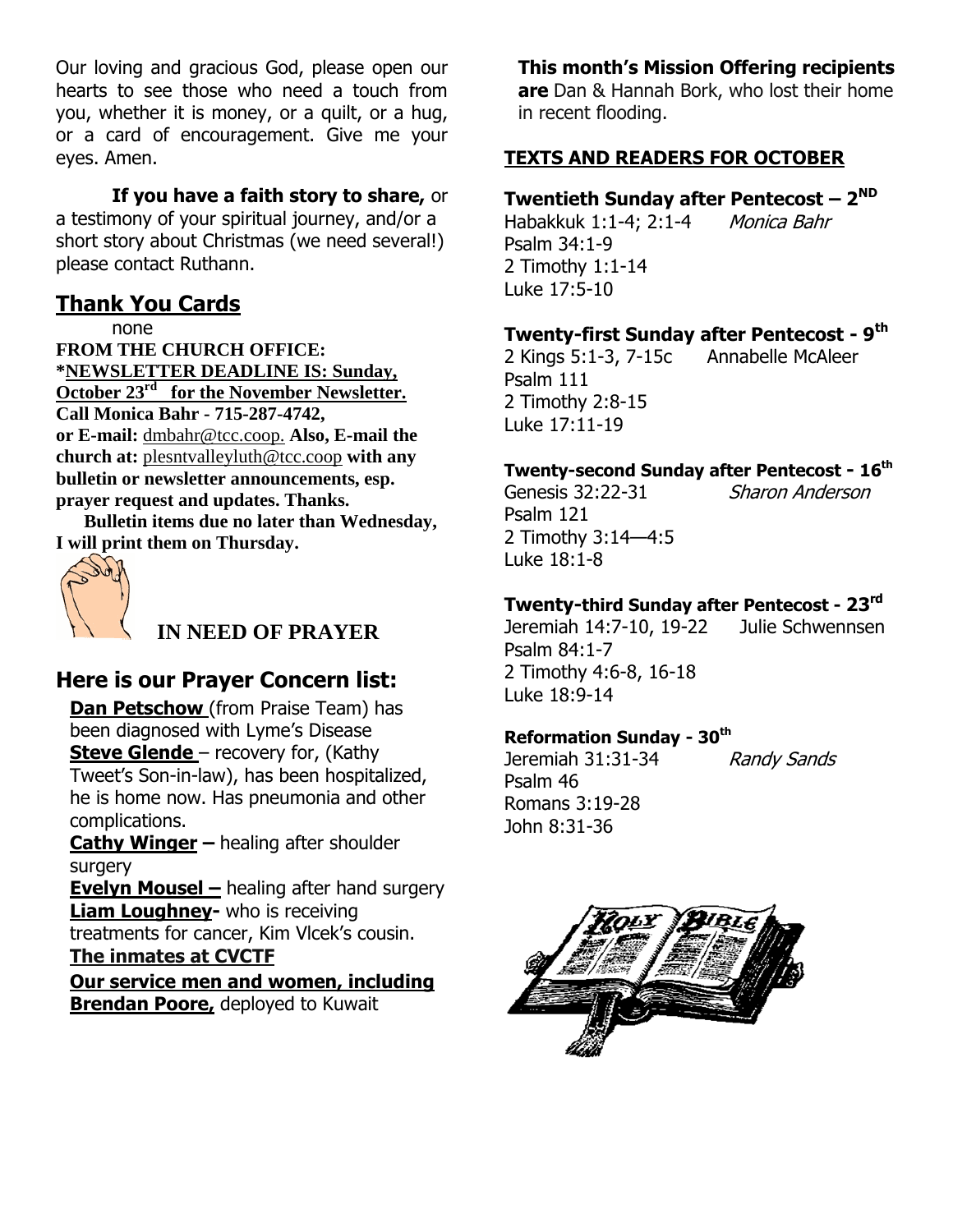Our loving and gracious God, please open our hearts to see those who need a touch from you, whether it is money, or a quilt, or a hug, or a card of encouragement. Give me your eyes. Amen.

**If you have a faith story to share,** or a testimony of your spiritual journey, and/or a short story about Christmas (we need several!) please contact Ruthann.

## Thank You Cards

none

**FROM THE CHURCH OFFICE:**
**\*NEWSLETTER DEADLINE IS: Sunday, October 23rd for the November Newsletter.**
**Call Monica Bahr - 715-287-4742,**
**or E-mail:** dmbahr@tcc.coop. **Also, E-mail the church at:** plesntvalleyluth@tcc.coop **with any bulletin or newsletter announcements, esp. prayer request and updates. Thanks.**

**Bulletin items due no later than Wednesday, I will print them on Thursday.**

**IN NEED OF PRAYER**

## Here is our Prayer Concern list:

**Dan Petschow** (from Praise Team) has been diagnosed with Lyme's Disease
**Steve Glende** – recovery for, (Kathy Tweet's Son-in-law), has been hospitalized, he is home now. Has pneumonia and other complications.
**Cathy Winger –** healing after shoulder surgery
**Evelyn Mousel –** healing after hand surgery
**Liam Loughney-** who is receiving treatments for cancer, Kim Vlcek's cousin.
**The inmates at CVCTF**
**Our service men and women, including Brendan Poore,** deployed to Kuwait

**This month's Mission Offering recipients are** Dan & Hannah Bork, who lost their home in recent flooding.

### TEXTS AND READERS FOR OCTOBER

**Twentieth Sunday after Pentecost – 2ND**
Habakkuk 1:1-4; 2:1-4 *Monica Bahr*
Psalm 34:1-9
2 Timothy 1:1-14
Luke 17:5-10

**Twenty-first Sunday after Pentecost - 9th**
2 Kings 5:1-3, 7-15c Annabelle McAleer
Psalm 111
2 Timothy 2:8-15
Luke 17:11-19

**Twenty-second Sunday after Pentecost - 16th**
Genesis 32:22-31 *Sharon Anderson*
Psalm 121
2 Timothy 3:14—4:5
Luke 18:1-8

**Twenty-third Sunday after Pentecost - 23rd**
Jeremiah 14:7-10, 19-22 Julie Schwennsen
Psalm 84:1-7
2 Timothy 4:6-8, 16-18
Luke 18:9-14

**Reformation Sunday - 30th**
Jeremiah 31:31-34 *Randy Sands*
Psalm 46
Romans 3:19-28
John 8:31-36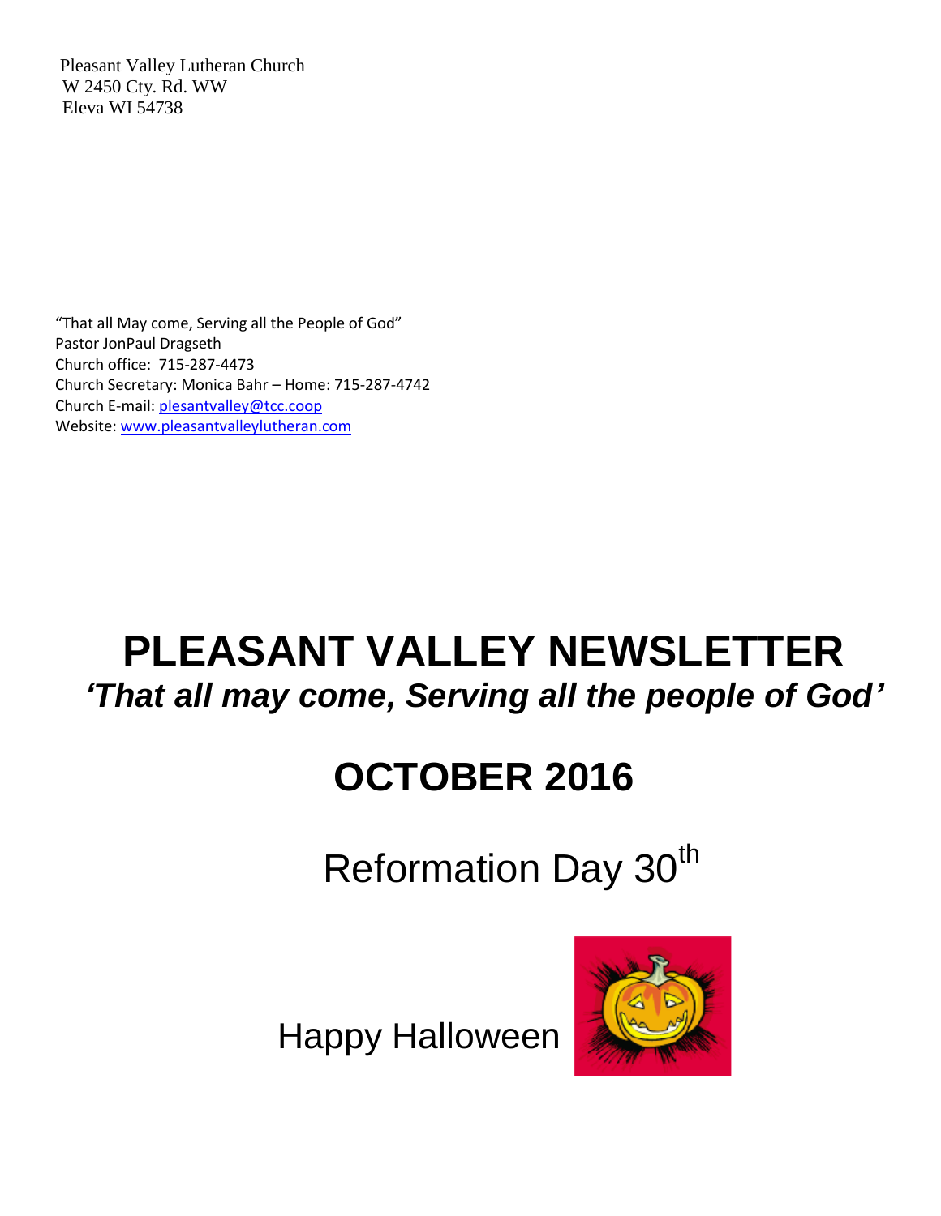Pleasant Valley Lutheran Church
W 2450 Cty. Rd. WW
Eleva WI 54738

"That all May come, Serving all the People of God"
Pastor JonPaul Dragseth
Church office: 715-287-4473
Church Secretary: Monica Bahr – Home: 715-287-4742
Church E-mail: plesantvalley@tcc.coop
Website: www.pleasantvalleylutheran.com

# PLEASANT VALLEY NEWSLETTER

***'That all may come, Serving all the people of God'***

# OCTOBER 2016

Reformation Day 30th

Happy Halloween